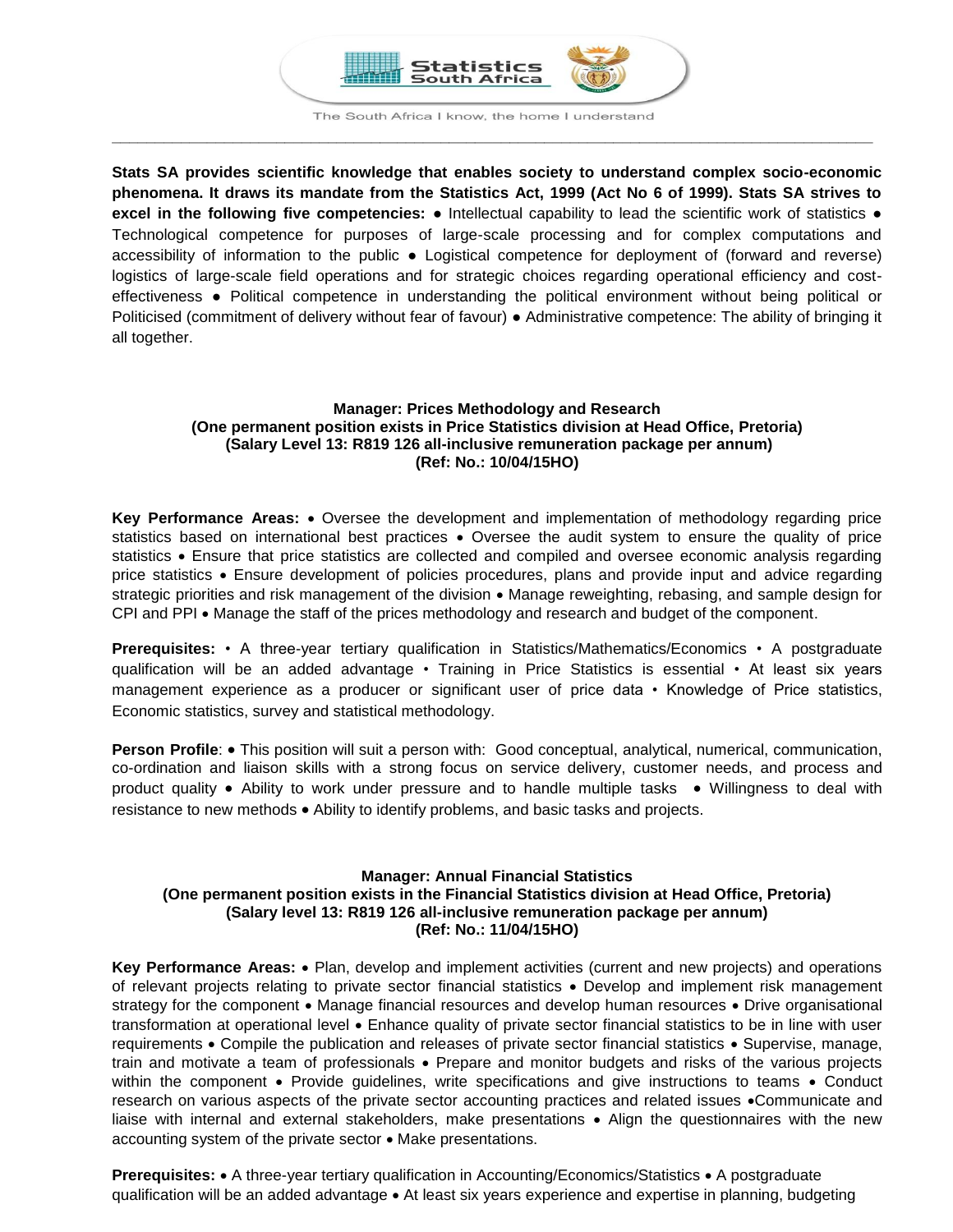Statistics South Africa

The South Africa I know, the home I understand

**Stats SA provides scientific knowledge that enables society to understand complex socio-economic phenomena. It draws its mandate from the Statistics Act, 1999 (Act No 6 of 1999). Stats SA strives to excel in the following five competencies:** ● Intellectual capability to lead the scientific work of statistics ● Technological competence for purposes of large-scale processing and for complex computations and accessibility of information to the public ● Logistical competence for deployment of (forward and reverse) logistics of large-scale field operations and for strategic choices regarding operational efficiency and cost-effectiveness ● Political competence in understanding the political environment without being political or Politicised (commitment of delivery without fear of favour) ● Administrative competence: The ability of bringing it all together.

**Manager: Prices Methodology and Research**
**(One permanent position exists in Price Statistics division at Head Office, Pretoria)**
**(Salary Level 13: R819 126 all-inclusive remuneration package per annum)**
**(Ref: No.: 10/04/15HO)**

**Key Performance Areas:** • Oversee the development and implementation of methodology regarding price statistics based on international best practices • Oversee the audit system to ensure the quality of price statistics • Ensure that price statistics are collected and compiled and oversee economic analysis regarding price statistics • Ensure development of policies procedures, plans and provide input and advice regarding strategic priorities and risk management of the division • Manage reweighting, rebasing, and sample design for CPI and PPI • Manage the staff of the prices methodology and research and budget of the component.

**Prerequisites:** • A three-year tertiary qualification in Statistics/Mathematics/Economics • A postgraduate qualification will be an added advantage • Training in Price Statistics is essential • At least six years management experience as a producer or significant user of price data • Knowledge of Price statistics, Economic statistics, survey and statistical methodology.

**Person Profile**: • This position will suit a person with: Good conceptual, analytical, numerical, communication, co-ordination and liaison skills with a strong focus on service delivery, customer needs, and process and product quality • Ability to work under pressure and to handle multiple tasks • Willingness to deal with resistance to new methods • Ability to identify problems, and basic tasks and projects.

**Manager: Annual Financial Statistics**
**(One permanent position exists in the Financial Statistics division at Head Office, Pretoria)**
**(Salary level 13: R819 126 all-inclusive remuneration package per annum)**
**(Ref: No.: 11/04/15HO)**

**Key Performance Areas:** • Plan, develop and implement activities (current and new projects) and operations of relevant projects relating to private sector financial statistics • Develop and implement risk management strategy for the component • Manage financial resources and develop human resources • Drive organisational transformation at operational level • Enhance quality of private sector financial statistics to be in line with user requirements • Compile the publication and releases of private sector financial statistics • Supervise, manage, train and motivate a team of professionals • Prepare and monitor budgets and risks of the various projects within the component • Provide guidelines, write specifications and give instructions to teams • Conduct research on various aspects of the private sector accounting practices and related issues •Communicate and liaise with internal and external stakeholders, make presentations • Align the questionnaires with the new accounting system of the private sector • Make presentations.

**Prerequisites:** • A three-year tertiary qualification in Accounting/Economics/Statistics • A postgraduate qualification will be an added advantage • At least six years experience and expertise in planning, budgeting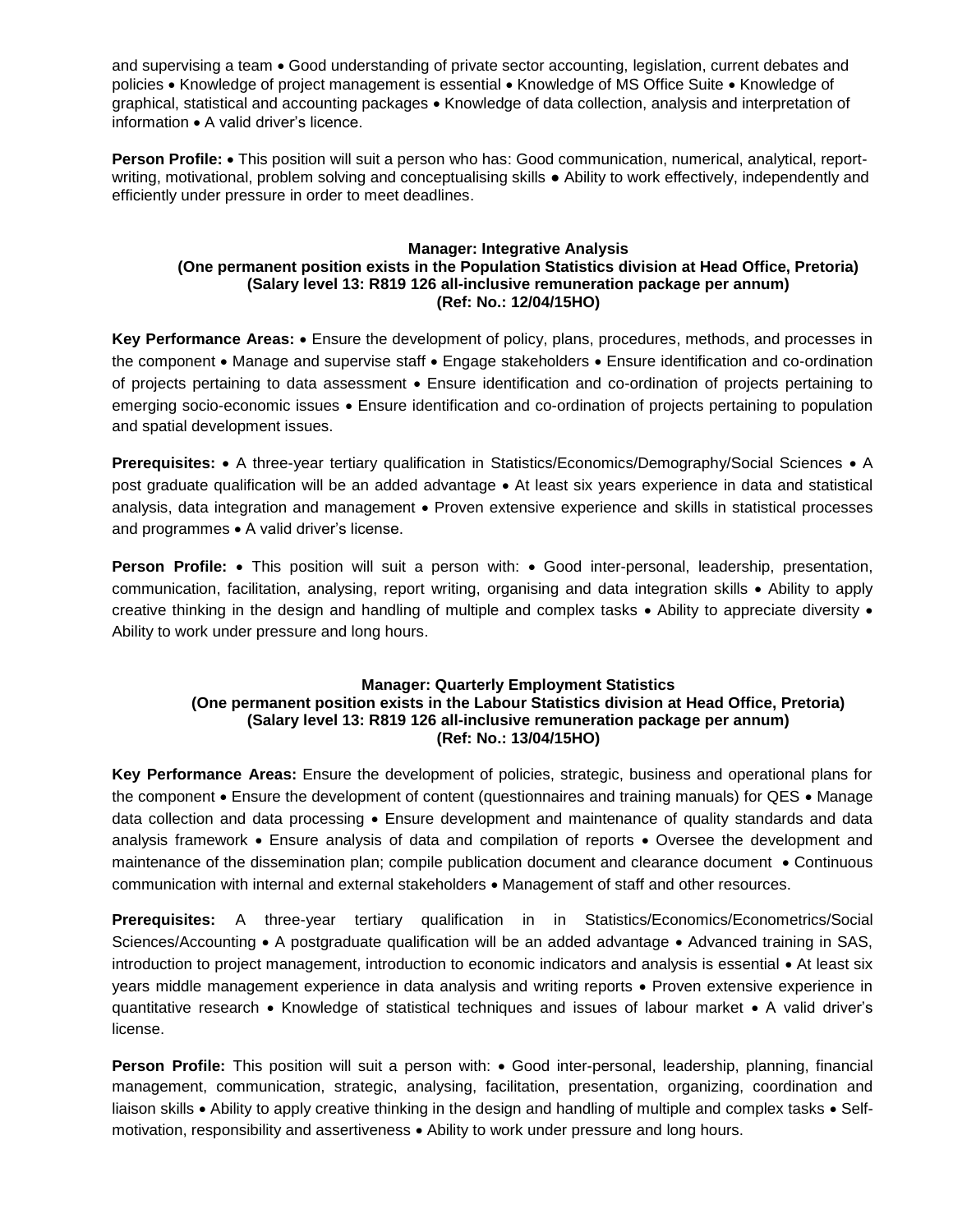and supervising a team • Good understanding of private sector accounting, legislation, current debates and policies • Knowledge of project management is essential • Knowledge of MS Office Suite • Knowledge of graphical, statistical and accounting packages • Knowledge of data collection, analysis and interpretation of information • A valid driver's licence.

**Person Profile:** • This position will suit a person who has: Good communication, numerical, analytical, report-writing, motivational, problem solving and conceptualising skills ● Ability to work effectively, independently and efficiently under pressure in order to meet deadlines.

**Manager: Integrative Analysis**
**(One permanent position exists in the Population Statistics division at Head Office, Pretoria)**
**(Salary level 13: R819 126 all-inclusive remuneration package per annum)**
**(Ref: No.: 12/04/15HO)**

**Key Performance Areas:** • Ensure the development of policy, plans, procedures, methods, and processes in the component • Manage and supervise staff • Engage stakeholders • Ensure identification and co-ordination of projects pertaining to data assessment • Ensure identification and co-ordination of projects pertaining to emerging socio-economic issues • Ensure identification and co-ordination of projects pertaining to population and spatial development issues.

**Prerequisites:** • A three-year tertiary qualification in Statistics/Economics/Demography/Social Sciences • A post graduate qualification will be an added advantage • At least six years experience in data and statistical analysis, data integration and management • Proven extensive experience and skills in statistical processes and programmes • A valid driver's license.

**Person Profile:** • This position will suit a person with: • Good inter-personal, leadership, presentation, communication, facilitation, analysing, report writing, organising and data integration skills • Ability to apply creative thinking in the design and handling of multiple and complex tasks • Ability to appreciate diversity • Ability to work under pressure and long hours.

**Manager: Quarterly Employment Statistics**
**(One permanent position exists in the Labour Statistics division at Head Office, Pretoria)**
**(Salary level 13: R819 126 all-inclusive remuneration package per annum)**
**(Ref: No.: 13/04/15HO)**

**Key Performance Areas:** Ensure the development of policies, strategic, business and operational plans for the component • Ensure the development of content (questionnaires and training manuals) for QES • Manage data collection and data processing • Ensure development and maintenance of quality standards and data analysis framework • Ensure analysis of data and compilation of reports • Oversee the development and maintenance of the dissemination plan; compile publication document and clearance document • Continuous communication with internal and external stakeholders • Management of staff and other resources.

**Prerequisites:** A three-year tertiary qualification in in Statistics/Economics/Econometrics/Social Sciences/Accounting • A postgraduate qualification will be an added advantage • Advanced training in SAS, introduction to project management, introduction to economic indicators and analysis is essential • At least six years middle management experience in data analysis and writing reports • Proven extensive experience in quantitative research • Knowledge of statistical techniques and issues of labour market • A valid driver's license.

**Person Profile:** This position will suit a person with: • Good inter-personal, leadership, planning, financial management, communication, strategic, analysing, facilitation, presentation, organizing, coordination and liaison skills • Ability to apply creative thinking in the design and handling of multiple and complex tasks • Self-motivation, responsibility and assertiveness • Ability to work under pressure and long hours.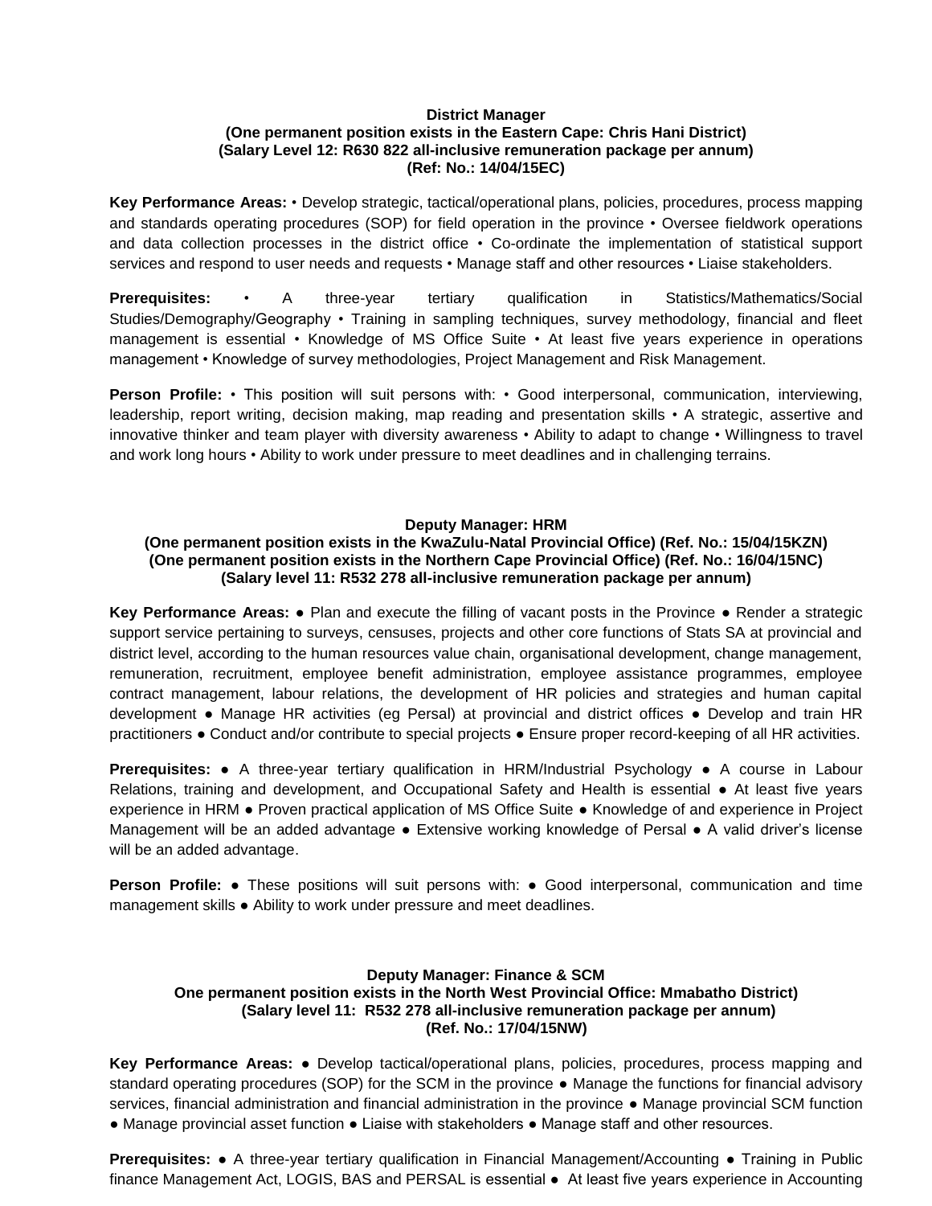**District Manager**
**(One permanent position exists in the Eastern Cape: Chris Hani District)**
**(Salary Level 12: R630 822 all-inclusive remuneration package per annum)**
**(Ref: No.: 14/04/15EC)**

**Key Performance Areas:** • Develop strategic, tactical/operational plans, policies, procedures, process mapping and standards operating procedures (SOP) for field operation in the province • Oversee fieldwork operations and data collection processes in the district office • Co-ordinate the implementation of statistical support services and respond to user needs and requests • Manage staff and other resources • Liaise stakeholders.

**Prerequisites:** • A three-year tertiary qualification in Statistics/Mathematics/Social Studies/Demography/Geography • Training in sampling techniques, survey methodology, financial and fleet management is essential • Knowledge of MS Office Suite • At least five years experience in operations management • Knowledge of survey methodologies, Project Management and Risk Management.

**Person Profile:** • This position will suit persons with: • Good interpersonal, communication, interviewing, leadership, report writing, decision making, map reading and presentation skills • A strategic, assertive and innovative thinker and team player with diversity awareness • Ability to adapt to change • Willingness to travel and work long hours • Ability to work under pressure to meet deadlines and in challenging terrains.

**Deputy Manager: HRM**
**(One permanent position exists in the KwaZulu-Natal Provincial Office) (Ref. No.: 15/04/15KZN)**
**(One permanent position exists in the Northern Cape Provincial Office) (Ref. No.: 16/04/15NC)**
**(Salary level 11: R532 278 all-inclusive remuneration package per annum)**

**Key Performance Areas:** ● Plan and execute the filling of vacant posts in the Province ● Render a strategic support service pertaining to surveys, censuses, projects and other core functions of Stats SA at provincial and district level, according to the human resources value chain, organisational development, change management, remuneration, recruitment, employee benefit administration, employee assistance programmes, employee contract management, labour relations, the development of HR policies and strategies and human capital development ● Manage HR activities (eg Persal) at provincial and district offices ● Develop and train HR practitioners ● Conduct and/or contribute to special projects ● Ensure proper record-keeping of all HR activities.

**Prerequisites:** ● A three-year tertiary qualification in HRM/Industrial Psychology ● A course in Labour Relations, training and development, and Occupational Safety and Health is essential ● At least five years experience in HRM ● Proven practical application of MS Office Suite ● Knowledge of and experience in Project Management will be an added advantage ● Extensive working knowledge of Persal ● A valid driver's license will be an added advantage.

**Person Profile:** ● These positions will suit persons with: ● Good interpersonal, communication and time management skills ● Ability to work under pressure and meet deadlines.

**Deputy Manager: Finance & SCM**
**One permanent position exists in the North West Provincial Office: Mmabatho District)**
**(Salary level 11: R532 278 all-inclusive remuneration package per annum)**
**(Ref. No.: 17/04/15NW)**

**Key Performance Areas:** ● Develop tactical/operational plans, policies, procedures, process mapping and standard operating procedures (SOP) for the SCM in the province ● Manage the functions for financial advisory services, financial administration and financial administration in the province ● Manage provincial SCM function ● Manage provincial asset function ● Liaise with stakeholders ● Manage staff and other resources.

**Prerequisites:** ● A three-year tertiary qualification in Financial Management/Accounting ● Training in Public finance Management Act, LOGIS, BAS and PERSAL is essential ● At least five years experience in Accounting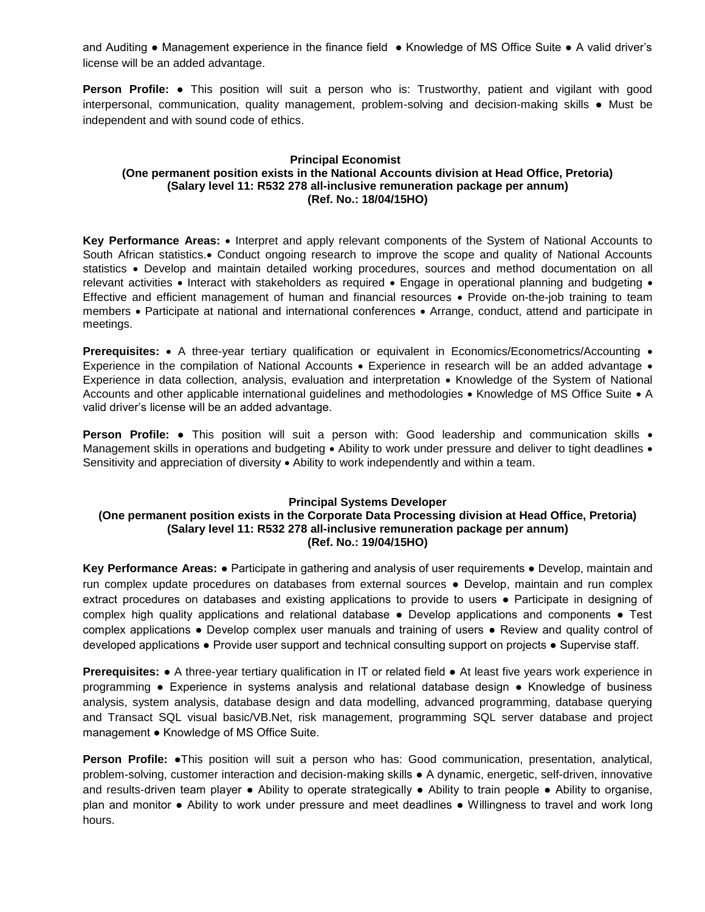and Auditing ● Management experience in the finance field ● Knowledge of MS Office Suite ● A valid driver's license will be an added advantage.

**Person Profile:** ● This position will suit a person who is: Trustworthy, patient and vigilant with good interpersonal, communication, quality management, problem-solving and decision-making skills ● Must be independent and with sound code of ethics.

**Principal Economist**
**(One permanent position exists in the National Accounts division at Head Office, Pretoria)**
**(Salary level 11: R532 278 all-inclusive remuneration package per annum)**
**(Ref. No.: 18/04/15HO)**

**Key Performance Areas:** • Interpret and apply relevant components of the System of National Accounts to South African statistics.• Conduct ongoing research to improve the scope and quality of National Accounts statistics • Develop and maintain detailed working procedures, sources and method documentation on all relevant activities • Interact with stakeholders as required • Engage in operational planning and budgeting • Effective and efficient management of human and financial resources • Provide on-the-job training to team members • Participate at national and international conferences • Arrange, conduct, attend and participate in meetings.

**Prerequisites:** • A three-year tertiary qualification or equivalent in Economics/Econometrics/Accounting • Experience in the compilation of National Accounts • Experience in research will be an added advantage • Experience in data collection, analysis, evaluation and interpretation • Knowledge of the System of National Accounts and other applicable international guidelines and methodologies • Knowledge of MS Office Suite • A valid driver's license will be an added advantage.

**Person Profile:** ● This position will suit a person with: Good leadership and communication skills • Management skills in operations and budgeting • Ability to work under pressure and deliver to tight deadlines • Sensitivity and appreciation of diversity • Ability to work independently and within a team.

**Principal Systems Developer**
**(One permanent position exists in the Corporate Data Processing division at Head Office, Pretoria)**
**(Salary level 11: R532 278 all-inclusive remuneration package per annum)**
**(Ref. No.: 19/04/15HO)**

**Key Performance Areas:** ● Participate in gathering and analysis of user requirements ● Develop, maintain and run complex update procedures on databases from external sources ● Develop, maintain and run complex extract procedures on databases and existing applications to provide to users ● Participate in designing of complex high quality applications and relational database ● Develop applications and components ● Test complex applications ● Develop complex user manuals and training of users ● Review and quality control of developed applications ● Provide user support and technical consulting support on projects ● Supervise staff.

**Prerequisites:** ● A three-year tertiary qualification in IT or related field ● At least five years work experience in programming ● Experience in systems analysis and relational database design ● Knowledge of business analysis, system analysis, database design and data modelling, advanced programming, database querying and Transact SQL visual basic/VB.Net, risk management, programming SQL server database and project management ● Knowledge of MS Office Suite.

**Person Profile:** ●This position will suit a person who has: Good communication, presentation, analytical, problem-solving, customer interaction and decision-making skills ● A dynamic, energetic, self-driven, innovative and results-driven team player ● Ability to operate strategically ● Ability to train people ● Ability to organise, plan and monitor ● Ability to work under pressure and meet deadlines ● Willingness to travel and work long hours.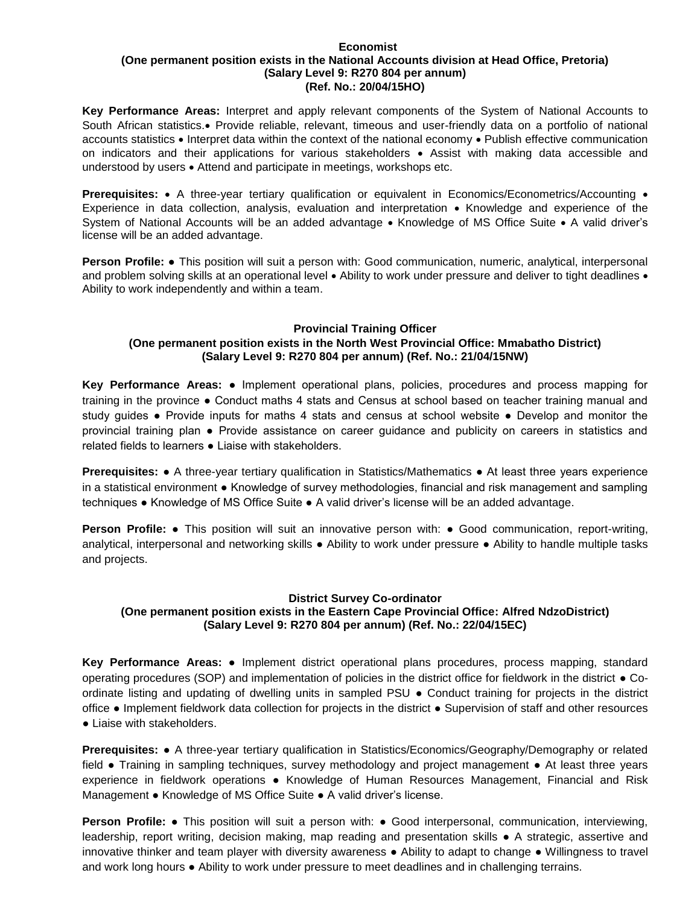**Economist**
**(One permanent position exists in the National Accounts division at Head Office, Pretoria)**
**(Salary Level 9: R270 804 per annum)**
**(Ref. No.: 20/04/15HO)**

**Key Performance Areas:** Interpret and apply relevant components of the System of National Accounts to South African statistics.• Provide reliable, relevant, timeous and user-friendly data on a portfolio of national accounts statistics • Interpret data within the context of the national economy • Publish effective communication on indicators and their applications for various stakeholders • Assist with making data accessible and understood by users • Attend and participate in meetings, workshops etc.

**Prerequisites:** • A three-year tertiary qualification or equivalent in Economics/Econometrics/Accounting • Experience in data collection, analysis, evaluation and interpretation • Knowledge and experience of the System of National Accounts will be an added advantage • Knowledge of MS Office Suite • A valid driver's license will be an added advantage.

**Person Profile:** ● This position will suit a person with: Good communication, numeric, analytical, interpersonal and problem solving skills at an operational level • Ability to work under pressure and deliver to tight deadlines • Ability to work independently and within a team.

**Provincial Training Officer**
**(One permanent position exists in the North West Provincial Office: Mmabatho District)**
**(Salary Level 9: R270 804 per annum) (Ref. No.: 21/04/15NW)**

**Key Performance Areas:** ● Implement operational plans, policies, procedures and process mapping for training in the province ● Conduct maths 4 stats and Census at school based on teacher training manual and study guides ● Provide inputs for maths 4 stats and census at school website ● Develop and monitor the provincial training plan ● Provide assistance on career guidance and publicity on careers in statistics and related fields to learners ● Liaise with stakeholders.

**Prerequisites:** ● A three-year tertiary qualification in Statistics/Mathematics ● At least three years experience in a statistical environment ● Knowledge of survey methodologies, financial and risk management and sampling techniques ● Knowledge of MS Office Suite ● A valid driver's license will be an added advantage.

**Person Profile:** ● This position will suit an innovative person with: ● Good communication, report-writing, analytical, interpersonal and networking skills ● Ability to work under pressure ● Ability to handle multiple tasks and projects.

**District Survey Co-ordinator**
**(One permanent position exists in the Eastern Cape Provincial Office: Alfred NdzoDistrict)**
**(Salary Level 9: R270 804 per annum) (Ref. No.: 22/04/15EC)**

**Key Performance Areas:** ● Implement district operational plans procedures, process mapping, standard operating procedures (SOP) and implementation of policies in the district office for fieldwork in the district ● Co-ordinate listing and updating of dwelling units in sampled PSU ● Conduct training for projects in the district office ● Implement fieldwork data collection for projects in the district ● Supervision of staff and other resources ● Liaise with stakeholders.

**Prerequisites:** ● A three-year tertiary qualification in Statistics/Economics/Geography/Demography or related field ● Training in sampling techniques, survey methodology and project management ● At least three years experience in fieldwork operations ● Knowledge of Human Resources Management, Financial and Risk Management ● Knowledge of MS Office Suite ● A valid driver's license.

**Person Profile:** ● This position will suit a person with: ● Good interpersonal, communication, interviewing, leadership, report writing, decision making, map reading and presentation skills ● A strategic, assertive and innovative thinker and team player with diversity awareness ● Ability to adapt to change ● Willingness to travel and work long hours ● Ability to work under pressure to meet deadlines and in challenging terrains.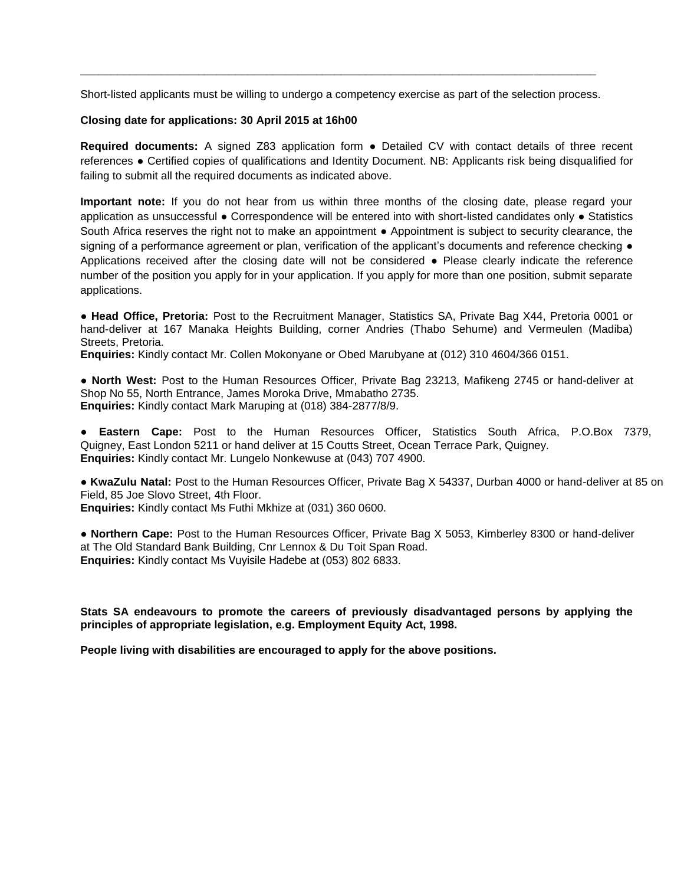---

Short-listed applicants must be willing to undergo a competency exercise as part of the selection process.

**Closing date for applications: 30 April 2015 at 16h00**

**Required documents:** A signed Z83 application form ● Detailed CV with contact details of three recent references ● Certified copies of qualifications and Identity Document. NB: Applicants risk being disqualified for failing to submit all the required documents as indicated above.

**Important note:** If you do not hear from us within three months of the closing date, please regard your application as unsuccessful ● Correspondence will be entered into with short-listed candidates only ● Statistics South Africa reserves the right not to make an appointment ● Appointment is subject to security clearance, the signing of a performance agreement or plan, verification of the applicant's documents and reference checking ● Applications received after the closing date will not be considered ● Please clearly indicate the reference number of the position you apply for in your application. If you apply for more than one position, submit separate applications.

● **Head Office, Pretoria:** Post to the Recruitment Manager, Statistics SA, Private Bag X44, Pretoria 0001 or hand-deliver at 167 Manaka Heights Building, corner Andries (Thabo Sehume) and Vermeulen (Madiba) Streets, Pretoria.
**Enquiries:** Kindly contact Mr. Collen Mokonyane or Obed Marubyane at (012) 310 4604/366 0151.

● **North West:** Post to the Human Resources Officer, Private Bag 23213, Mafikeng 2745 or hand-deliver at Shop No 55, North Entrance, James Moroka Drive, Mmabatho 2735.
**Enquiries:** Kindly contact Mark Maruping at (018) 384-2877/8/9.

● **Eastern Cape:** Post to the Human Resources Officer, Statistics South Africa, P.O.Box 7379, Quigney, East London 5211 or hand deliver at 15 Coutts Street, Ocean Terrace Park, Quigney.
**Enquiries:** Kindly contact Mr. Lungelo Nonkewuse at (043) 707 4900.

● **KwaZulu Natal:** Post to the Human Resources Officer, Private Bag X 54337, Durban 4000 or hand-deliver at 85 on Field, 85 Joe Slovo Street, 4th Floor.
**Enquiries:** Kindly contact Ms Futhi Mkhize at (031) 360 0600.

● **Northern Cape:** Post to the Human Resources Officer, Private Bag X 5053, Kimberley 8300 or hand-deliver at The Old Standard Bank Building, Cnr Lennox & Du Toit Span Road.
**Enquiries:** Kindly contact Ms Vuyisile Hadebe at (053) 802 6833.

**Stats SA endeavours to promote the careers of previously disadvantaged persons by applying the principles of appropriate legislation, e.g. Employment Equity Act, 1998.**

**People living with disabilities are encouraged to apply for the above positions.**